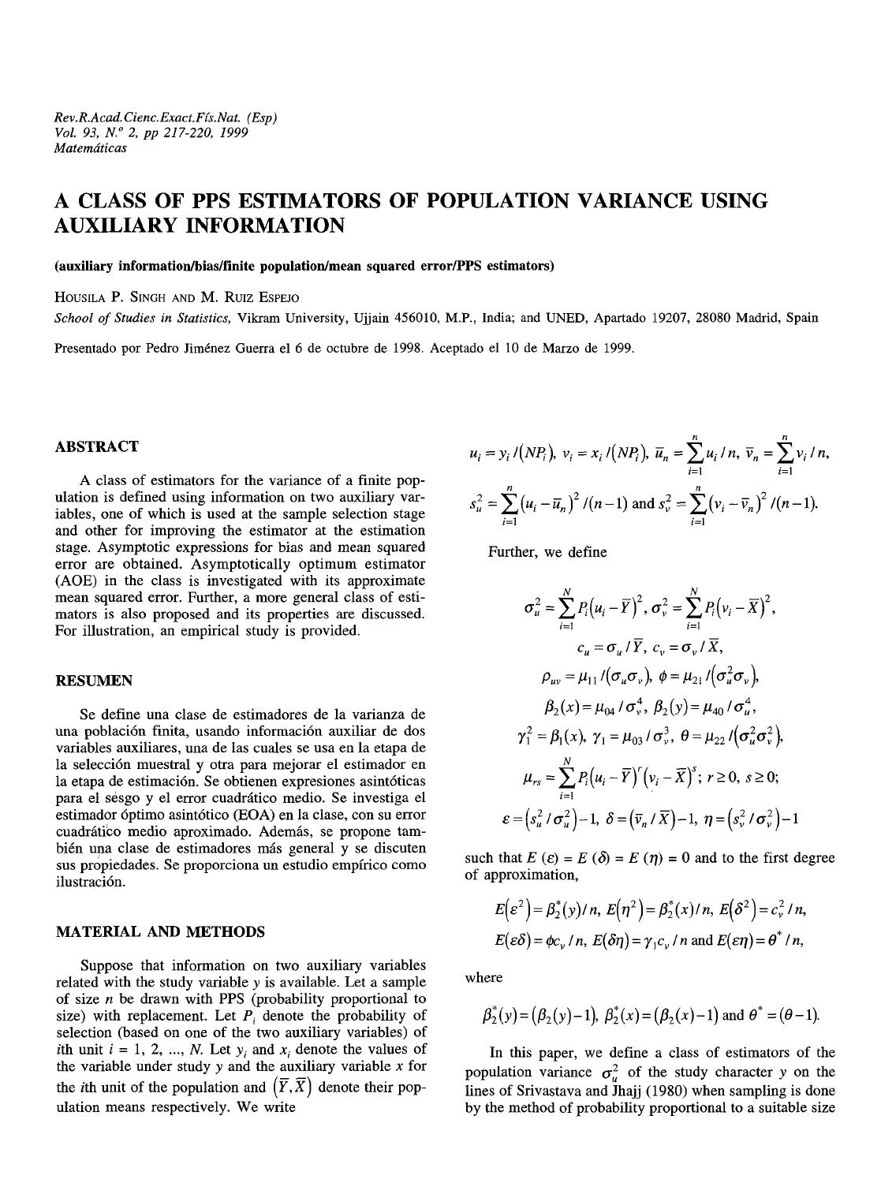# A CLASS OF PPS ESTIMATORS OF POPULATION VARIANCE USING AUXILIARY INFORMATION

**(auxiliary information/bias/finite population/mean squared error/PPS estimators)**

HOUSILA P. SINGH AND M. RUIZ ESPEJO

*School of Studies in Statistics,* Vikram University, Ujjain 456010, M.P., India; and UNED, Apartado 19207, 28080 Madrid, Spain

Presentado por Pedro Jiménez Guerra el 6 de octubre de 1998. Aceptado el 10 de Marzo de 1999.

## ABSTRACT

A class of estimators for the variance of a finite population is defined using information on two auxiliary variables, one of which is used at the sample selection stage and other for improving the estimator at the estimation stage. Asymptotic expressions for bias and mean squared error are obtained. Asymptotically optimum estimator (AOE) in the class is investigated with its approximate mean squared error. Further, a more general class of estimators is also proposed and its properties are discussed. For illustration, an empirical study is provided.

## RESUMEN

Se define una clase de estimadores de la varianza de una población finita, usando información auxiliar de dos variables auxiliares, una de las cuales se usa en la etapa de la selección muestral y otra para mejorar el estimador en la etapa de estimación. Se obtienen expresiones asintóticas para el sesgo y el error cuadrático medio. Se investiga el estimador óptimo asintótico (EOA) en la clase, con su error cuadrático medio aproximado. Además, se propone también una clase de estimadores más general y se discuten sus propiedades. Se proporciona un estudio empírico como ilustración.

## MATERIAL AND METHODS

Suppose that information on two auxiliary variables related with the study variable $y$ is available. Let a sample of size $n$ be drawn with PPS (probability proportional to size) with replacement. Let $P_i$ denote the probability of selection (based on one of the two auxiliary variables) of $i$th unit $i = 1, 2, ..., N$. Let $y_i$ and $x_i$ denote the values of the variable under study $y$ and the auxiliary variable $x$ for the $i$th unit of the population and $(\bar{Y}, \bar{X})$ denote their population means respectively. We write

$$u_i = y_i/(NP_i),\ v_i = x_i/(NP_i),\ \bar{u}_n = \sum_{i=1}^{n} u_i/n,\ \bar{v}_n = \sum_{i=1}^{n} v_i/n,$$

$$s_u^2 = \sum_{i=1}^{n}(u_i - \bar{u}_n)^2/(n-1) \text{ and } s_v^2 = \sum_{i=1}^{n}(v_i - \bar{v}_n)^2/(n-1).$$

Further, we define

$$\sigma_u^2 = \sum_{i=1}^{N} P_i(u_i - \bar{Y})^2,\ \sigma_v^2 = \sum_{i=1}^{N} P_i(v_i - \bar{X})^2,$$

$$c_u = \sigma_u/\bar{Y},\ c_v = \sigma_v/\bar{X},$$

$$\rho_{uv} = \mu_{11}/(\sigma_u\sigma_v),\ \phi = \mu_{21}/(\sigma_u^2\sigma_v),$$

$$\beta_2(x) = \mu_{04}/\sigma_v^4,\ \beta_2(y) = \mu_{40}/\sigma_u^4,$$

$$\gamma_1^2 = \beta_1(x),\ \gamma_1 = \mu_{03}/\sigma_v^3,\ \theta = \mu_{22}/(\sigma_u^2\sigma_v^2),$$

$$\mu_{rs} = \sum_{i=1}^{N} P_i(u_i - \bar{Y})^r(v_i - \bar{X})^s;\ r \geq 0,\ s \geq 0;$$

$$\varepsilon = (s_u^2/\sigma_u^2) - 1,\ \delta = (\bar{v}_n/\bar{X}) - 1,\ \eta = (s_v^2/\sigma_v^2) - 1$$

such that $E(\varepsilon) = E(\delta) = E(\eta) = 0$ and to the first degree of approximation,

$$E(\varepsilon^2) = \beta_2^*(y)/n,\ E(\eta^2) = \beta_2^*(x)/n,\ E(\delta^2) = c_v^2/n,$$

$$E(\varepsilon\delta) = \phi c_v/n,\ E(\delta\eta) = \gamma_1 c_v/n \text{ and } E(\varepsilon\eta) = \theta^*/n,$$

where

$$\beta_2^*(y) = (\beta_2(y) - 1),\ \beta_2^*(x) = (\beta_2(x) - 1) \text{ and } \theta^* = (\theta - 1).$$

In this paper, we define a class of estimators of the population variance $\sigma_u^2$ of the study character $y$ on the lines of Srivastava and Jhajj (1980) when sampling is done by the method of probability proportional to a suitable size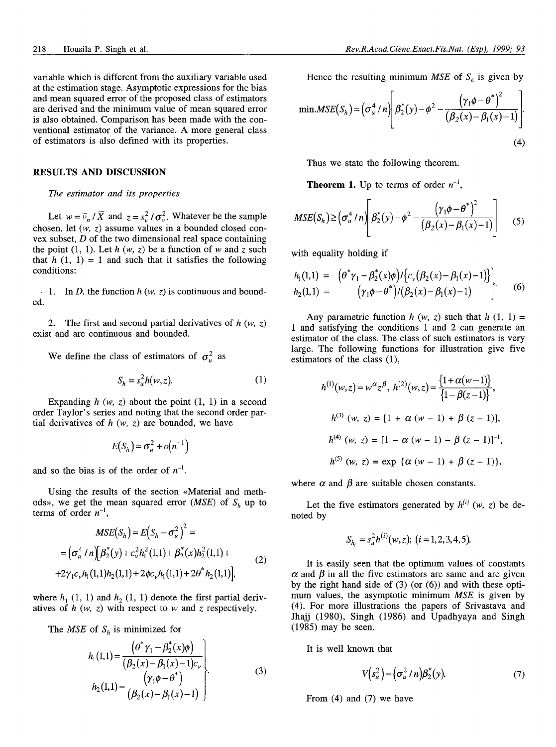variable which is different from the auxiliary variable used at the estimation stage. Asymptotic expressions for the bias and mean squared error of the proposed class of estimators are derived and the minimum value of mean squared error is also obtained. Comparison has been made with the conventional estimator of the variance. A more general class of estimators is also defined with its properties.

## RESULTS AND DISCUSSION

### *The estimator and its properties*

Let $w = \bar{v}_n / \bar{X}$ and $z = s_v^2 / \sigma_v^2$. Whatever be the sample chosen, let $(w, z)$ assume values in a bounded closed convex subset, $D$ of the two dimensional real space containing the point (1, 1). Let $h(w, z)$ be a function of $w$ and $z$ such that $h(1, 1) = 1$ and such that it satisfies the following conditions:

1. In $D$, the function $h(w, z)$ is continuous and bounded.

2. The first and second partial derivatives of $h(w, z)$ exist and are continuous and bounded.

We define the class of estimators of $\sigma_u^2$ as

$$S_h = s_u^2 h(w, z). \tag{1}$$

Expanding $h(w, z)$ about the point (1, 1) in a second order Taylor's series and noting that the second order partial derivatives of $h(w, z)$ are bounded, we have

$$E(S_h) = \sigma_u^2 + o(n^{-1})$$

and so the bias is of the order of $n^{-1}$.

Using the results of the section «Material and methods», we get the mean squared error ($MSE$) of $S_h$ up to terms of order $n^{-1}$,

$$\begin{aligned} MSE(S_h) &= E(S_h - \sigma_u^2)^2 = \\ &= (\sigma_u^4 / n)\left[\beta_2^*(y) + c_v^2 h_1^2(1,1) + \beta_2^*(x) h_2^2(1,1) + \right. \\ &\left. + 2\gamma_1 c_v h_1(1,1) h_2(1,1) + 2\phi c_v h_1(1,1) + 2\theta^* h_2(1,1)\right], \end{aligned} \tag{2}$$

where $h_1(1, 1)$ and $h_2(1, 1)$ denote the first partial derivatives of $h(w, z)$ with respect to $w$ and $z$ respectively.

The $MSE$ of $S_h$ is minimized for

$$\left.\begin{aligned} h_1(1,1) &= \frac{(\theta^* \gamma_1 - \beta_2^*(x)\phi)}{(\beta_2(x) - \beta_1(x) - 1)c_v} \\ h_2(1,1) &= \frac{(\gamma_1 \phi - \theta^*)}{(\beta_2(x) - \beta_1(x) - 1)} \end{aligned}\right\}. \tag{3}$$

Hence the resulting minimum $MSE$ of $S_h$ is given by

$$\min.MSE(S_h) = (\sigma_u^4 / n)\left[\beta_2^*(y) - \phi^2 - \frac{(\gamma_1 \phi - \theta^*)^2}{(\beta_2(x) - \beta_1(x) - 1)}\right]. \tag{4}$$

Thus we state the following theorem.

**Theorem 1.** Up to terms of order $n^{-1}$,

$$MSE(S_h) \geq (\sigma_u^4 / n)\left[\beta_2^*(y) - \phi^2 - \frac{(\gamma_1 \phi - \theta^*)^2}{(\beta_2(x) - \beta_1(x) - 1)}\right] \tag{5}$$

with equality holding if

$$\left.\begin{aligned} h_1(1,1) &= (\theta^* \gamma_1 - \beta_2^*(x)\phi) / \{c_v(\beta_2(x) - \beta_1(x) - 1)\} \\ h_2(1,1) &= (\gamma_1 \phi - \theta^*) / (\beta_2(x) - \beta_1(x) - 1) \end{aligned}\right\}. \tag{6}$$

Any parametric function $h(w, z)$ such that $h(1, 1) = 1$ and satisfying the conditions 1 and 2 can generate an estimator of the class. The class of such estimators is very large. The following functions for illustration give five estimators of the class (1),

$$h^{(1)}(w, z) = w^{\alpha} z^{\beta}, \quad h^{(2)}(w, z) = \frac{\{1 + \alpha(w - 1)\}}{\{1 - \beta(z - 1)\}},$$

$$h^{(3)}(w, z) = [1 + \alpha(w - 1) + \beta(z - 1)],$$

$$h^{(4)}(w, z) = [1 - \alpha(w - 1) - \beta(z - 1)]^{-1},$$

$$h^{(5)}(w, z) = \exp\{\alpha(w - 1) + \beta(z - 1)\},$$

where $\alpha$ and $\beta$ are suitable chosen constants.

Let the five estimators generated by $h^{(i)}(w, z)$ be denoted by

$$S_{h_i} = s_u^2 h^{(i)}(w, z); \; (i = 1, 2, 3, 4, 5).$$

It is easily seen that the optimum values of constants $\alpha$ and $\beta$ in all the five estimators are same and are given by the right hand side of (3) (or (6)) and with these optimum values, the asymptotic minimum $MSE$ is given by (4). For more illustrations the papers of Srivastava and Jhajj (1980), Singh (1986) and Upadhyaya and Singh (1985) may be seen.

It is well known that

$$V(s_u^2) = (\sigma_u^2 / n)\beta_2^*(y). \tag{7}$$

From (4) and (7) we have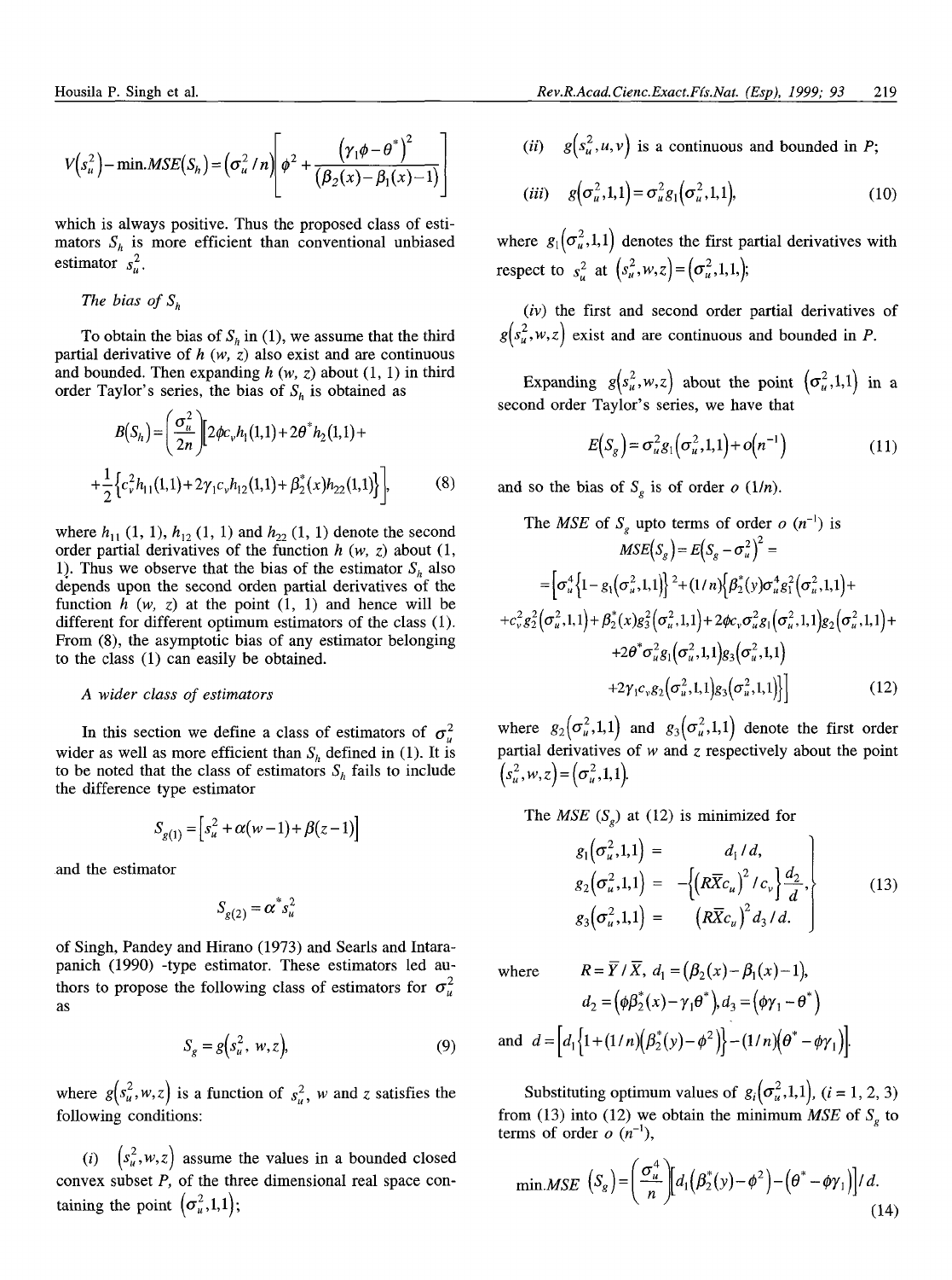$$V(s_u^2) - \min.MSE(S_h) = (\sigma_u^2 / n)\left[\phi^2 + \frac{(\gamma_1\phi - \theta^*)^2}{(\beta_2(x) - \beta_1(x) - 1)}\right]$$

which is always positive. Thus the proposed class of estimators $S_h$ is more efficient than conventional unbiased estimator $s_u^2$.

*The bias of $S_h$*

To obtain the bias of $S_h$ in (1), we assume that the third partial derivative of $h\ (w, z)$ also exist and are continuous and bounded. Then expanding $h\ (w, z)$ about (1, 1) in third order Taylor's series, the bias of $S_h$ is obtained as

$$B(S_h) = \left(\frac{\sigma_u^2}{2n}\right)\Big[2\phi c_v h_1(1,1) + 2\theta^* h_2(1,1) + \frac{1}{2}\left\{c_v^2 h_{11}(1,1) + 2\gamma_1 c_v h_{12}(1,1) + \beta_2^*(x) h_{22}(1,1)\right\}\Big], \tag{8}$$

where $h_{11}$ (1, 1), $h_{12}$ (1, 1) and $h_{22}$ (1, 1) denote the second order partial derivatives of the function $h\ (w, z)$ about (1, 1). Thus we observe that the bias of the estimator $S_h$ also depends upon the second orden partial derivatives of the function $h\ (w, z)$ at the point (1, 1) and hence will be different for different optimum estimators of the class (1). From (8), the asymptotic bias of any estimator belonging to the class (1) can easily be obtained.

*A wider class of estimators*

In this section we define a class of estimators of $\sigma_u^2$ wider as well as more efficient than $S_h$ defined in (1). It is to be noted that the class of estimators $S_h$ fails to include the difference type estimator

$$S_{g(1)} = \left[s_u^2 + \alpha(w-1) + \beta(z-1)\right]$$

and the estimator

$$S_{g(2)} = \alpha^* s_u^2$$

of Singh, Pandey and Hirano (1973) and Searls and Intarapanich (1990) -type estimator. These estimators led authors to propose the following class of estimators for $\sigma_u^2$ as

$$S_g = g(s_u^2, w, z), \tag{9}$$

where $g(s_u^2, w, z)$ is a function of $s_u^2$, $w$ and $z$ satisfies the following conditions:

(*i*) $(s_u^2, w, z)$ assume the values in a bounded closed convex subset $P$, of the three dimensional real space containing the point $(\sigma_u^2, 1, 1)$;

(*ii*) $g(s_u^2, u, v)$ is a continuous and bounded in $P$;

(*iii*) $g(\sigma_u^2, 1, 1) = \sigma_u^2 g_1(\sigma_u^2, 1, 1)$, (10)

where $g_1(\sigma_u^2, 1, 1)$ denotes the first partial derivatives with respect to $s_u^2$ at $(s_u^2, w, z) = (\sigma_u^2, 1, 1)$;

(*iv*) the first and second order partial derivatives of $g(s_u^2, w, z)$ exist and are continuous and bounded in $P$.

Expanding $g(s_u^2, w, z)$ about the point $(\sigma_u^2, 1, 1)$ in a second order Taylor's series, we have that

$$E(S_g) = \sigma_u^2 g_1(\sigma_u^2, 1, 1) + o(n^{-1}) \tag{11}$$

and so the bias of $S_g$ is of order $o$ (1/*n*).

The *MSE* of $S_g$ upto terms of order $o$ ($n^{-1}$) is

$$\begin{aligned} MSE(S_g) &= E(S_g - \sigma_u^2)^2 = \\ &= \Big[\sigma_u^4\{1 - g_1(\sigma_u^2,1,1)\}^2 + (1/n)\{\beta_2^*(y)\sigma_u^4 g_1^2(\sigma_u^2,1,1) + \\ &+ c_v^2 g_2^2(\sigma_u^2,1,1) + \beta_2^*(x) g_3^2(\sigma_u^2,1,1) + 2\phi c_v \sigma_u^2 g_1(\sigma_u^2,1,1) g_2(\sigma_u^2,1,1) + \\ &+ 2\theta^* \sigma_u^2 g_1(\sigma_u^2,1,1) g_3(\sigma_u^2,1,1) \\ &+ 2\gamma_1 c_v g_2(\sigma_u^2,1,1) g_3(\sigma_u^2,1,1)\}\Big] \end{aligned} \tag{12}$$

where $g_2(\sigma_u^2, 1, 1)$ and $g_3(\sigma_u^2, 1, 1)$ denote the first order partial derivatives of $w$ and $z$ respectively about the point $(s_u^2, w, z) = (\sigma_u^2, 1, 1)$.

The *MSE* ($S_g$) at (12) is minimized for

$$\left.\begin{aligned} g_1(\sigma_u^2,1,1) &= d_1/d, \\ g_2(\sigma_u^2,1,1) &= -\left\{(R\bar{X}c_u)^2/c_v\right\}\frac{d_2}{d}, \\ g_3(\sigma_u^2,1,1) &= (R\bar{X}c_u)^2 d_3/d. \end{aligned}\right\} \tag{13}$$

where $R = \bar{Y}/\bar{X}$, $d_1 = (\beta_2(x) - \beta_1(x) - 1)$,

$d_2 = (\phi\beta_2^*(x) - \gamma_1\theta^*)$, $d_3 = (\phi\gamma_1 - \theta^*)$

and $d = \left[d_1\{1 + (1/n)(\beta_2^*(y) - \phi^2)\} - (1/n)(\theta^* - \phi\gamma_1)\right]$.

Substituting optimum values of $g_i(\sigma_u^2, 1, 1)$, ($i$ = 1, 2, 3) from (13) into (12) we obtain the minimum *MSE* of $S_g$ to terms of order $o$ ($n^{-1}$),

$$\min.MSE\ (S_g) = \left(\frac{\sigma_u^4}{n}\right)\left[d_1(\beta_2^*(y) - \phi^2) - (\theta^* - \phi\gamma_1)\right]/d. \tag{14}$$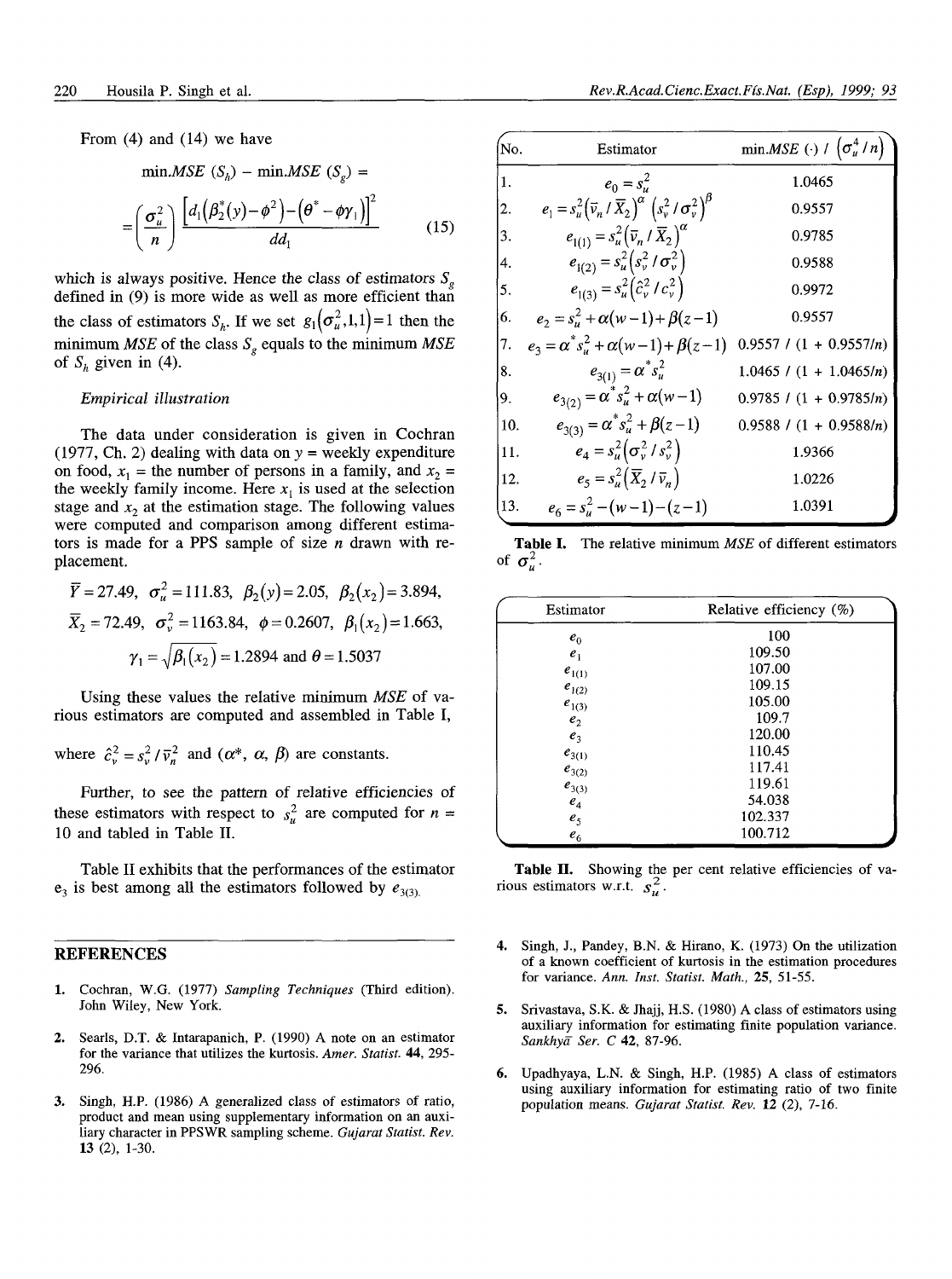From (4) and (14) we have

$$\text{min.}MSE\ (S_h) - \text{min.}MSE\ (S_g) = \left(\frac{\sigma_u^2}{n}\right)\frac{\left[d_1\left(\beta_2^*(y)-\phi^2\right)-\left(\theta^*-\phi\gamma_1\right)\right]^2}{dd_1} \tag{15}$$

which is always positive. Hence the class of estimators $S_g$ defined in (9) is more wide as well as more efficient than the class of estimators $S_h$. If we set $g_1(\sigma_u^2,1,1)=1$ then the minimum $MSE$ of the class $S_g$ equals to the minimum $MSE$ of $S_h$ given in (4).

*Empirical illustration*

The data under consideration is given in Cochran (1977, Ch. 2) dealing with data on $y$ = weekly expenditure on food, $x_1$ = the number of persons in a family, and $x_2$ = the weekly family income. Here $x_1$ is used at the selection stage and $x_2$ at the estimation stage. The following values were computed and comparison among different estimators is made for a PPS sample of size $n$ drawn with replacement.

$$\bar{Y}=27.49,\ \sigma_u^2=111.83,\ \beta_2(y)=2.05,\ \beta_2(x_2)=3.894,$$

$$\bar{X}_2=72.49,\ \sigma_v^2=1163.84,\ \phi=0.2607,\ \beta_1(x_2)=1.663,$$

$$\gamma_1=\sqrt{\beta_1(x_2)}=1.2894 \text{ and } \theta=1.5037$$

Using these values the relative minimum $MSE$ of various estimators are computed and assembled in Table I, where $\hat{c}_v^2 = s_v^2/\bar{v}_n^2$ and $(\alpha^*, \alpha, \beta)$ are constants.

Further, to see the pattern of relative efficiencies of these estimators with respect to $s_u^2$ are computed for $n$ = 10 and tabled in Table II.

Table II exhibits that the performances of the estimator $e_3$ is best among all the estimators followed by $e_{3(3)}$.

| No. | Estimator | min.$MSE$ $(\cdot)$ / $(\sigma_u^4/n)$ |
|---|---|---|
| 1. | $e_0 = s_u^2$ | 1.0465 |
| 2. | $e_1 = s_u^2(\bar{v}_n/\bar{X}_2)^\alpha (s_v^2/\sigma_v^2)^\beta$ | 0.9557 |
| 3. | $e_{1(1)} = s_u^2(\bar{v}_n/\bar{X}_2)^\alpha$ | 0.9785 |
| 4. | $e_{1(2)} = s_u^2(s_v^2/\sigma_v^2)$ | 0.9588 |
| 5. | $e_{1(3)} = s_u^2(\hat{c}_v^2/c_v^2)$ | 0.9972 |
| 6. | $e_2 = s_u^2 + \alpha(w-1)+\beta(z-1)$ | 0.9557 |
| 7. | $e_3 = \alpha^* s_u^2 + \alpha(w-1)+\beta(z-1)$ | 0.9557 / (1 + 0.9557/$n$) |
| 8. | $e_{3(1)} = \alpha^* s_u^2$ | 1.0465 / (1 + 1.0465/$n$) |
| 9. | $e_{3(2)} = \alpha^* s_u^2 + \alpha(w-1)$ | 0.9785 / (1 + 0.9785/$n$) |
| 10. | $e_{3(3)} = \alpha^* s_u^2 + \beta(z-1)$ | 0.9588 / (1 + 0.9588/$n$) |
| 11. | $e_4 = s_u^2(\sigma_v^2/s_v^2)$ | 1.9366 |
| 12. | $e_5 = s_u^2(\bar{X}_2/\bar{v}_n)$ | 1.0226 |
| 13. | $e_6 = s_u^2 - (w-1)-(z-1)$ | 1.0391 |

**Table I.** The relative minimum $MSE$ of different estimators of $\sigma_u^2$.

| Estimator | Relative efficiency (%) |
|---|---|
| $e_0$ | 100 |
| $e_1$ | 109.50 |
| $e_{1(1)}$ | 107.00 |
| $e_{1(2)}$ | 109.15 |
| $e_{1(3)}$ | 105.00 |
| $e_2$ | 109.7 |
| $e_3$ | 120.00 |
| $e_{3(1)}$ | 110.45 |
| $e_{3(2)}$ | 117.41 |
| $e_{3(3)}$ | 119.61 |
| $e_4$ | 54.038 |
| $e_5$ | 102.337 |
| $e_6$ | 100.712 |

**Table II.** Showing the per cent relative efficiencies of various estimators w.r.t. $s_u^2$.

## REFERENCES

1. Cochran, W.G. (1977) *Sampling Techniques* (Third edition). John Wiley, New York.

2. Searls, D.T. & Intarapanich, P. (1990) A note on an estimator for the variance that utilizes the kurtosis. *Amer. Statist.* **44**, 295-296.

3. Singh, H.P. (1986) A generalized class of estimators of ratio, product and mean using supplementary information on an auxiliary character in PPSWR sampling scheme. *Gujarat Statist. Rev.* **13** (2), 1-30.

4. Singh, J., Pandey, B.N. & Hirano, K. (1973) On the utilization of a known coefficient of kurtosis in the estimation procedures for variance. *Ann. Inst. Statist. Math.*, **25**, 51-55.

5. Srivastava, S.K. & Jhajj, H.S. (1980) A class of estimators using auxiliary information for estimating finite population variance. *Sankhyā Ser. C* **42**, 87-96.

6. Upadhyaya, L.N. & Singh, H.P. (1985) A class of estimators using auxiliary information for estimating ratio of two finite population means. *Gujarat Statist. Rev.* **12** (2), 7-16.